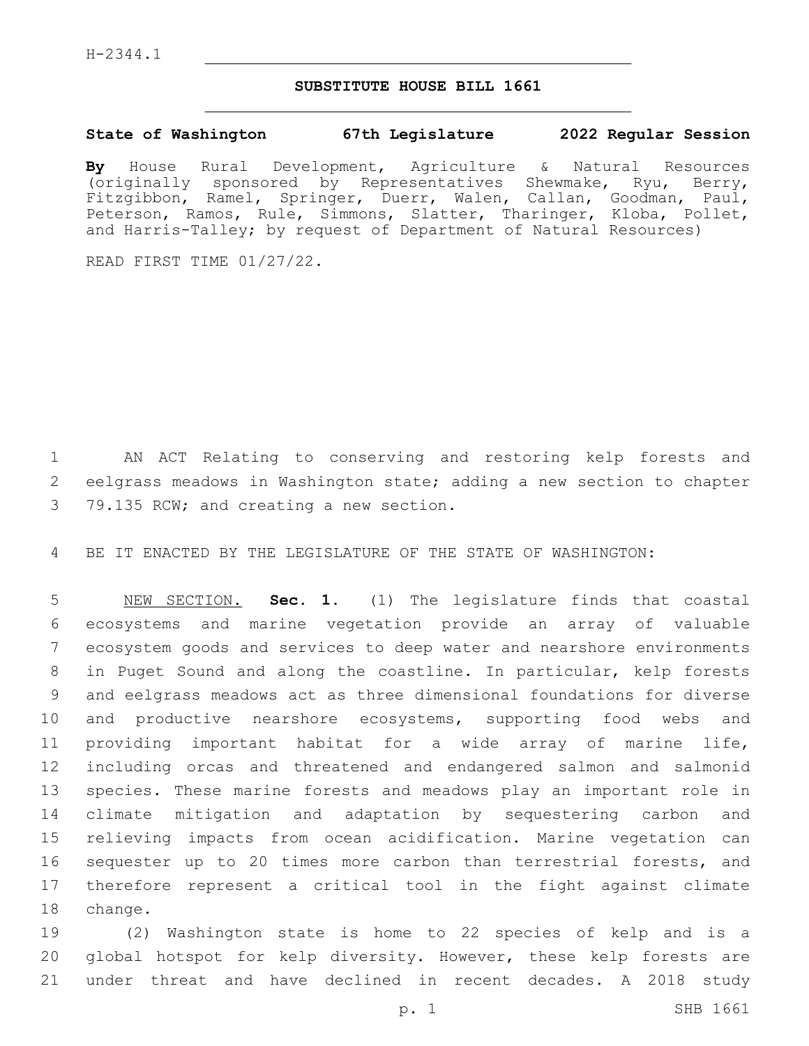H-2344.1

# SUBSTITUTE HOUSE BILL 1661

**State of Washington 67th Legislature 2022 Regular Session**

**By** House Rural Development, Agriculture & Natural Resources (originally sponsored by Representatives Shewmake, Ryu, Berry, Fitzgibbon, Ramel, Springer, Duerr, Walen, Callan, Goodman, Paul, Peterson, Ramos, Rule, Simmons, Slatter, Tharinger, Kloba, Pollet, and Harris-Talley; by request of Department of Natural Resources)

READ FIRST TIME 01/27/22.

AN ACT Relating to conserving and restoring kelp forests and eelgrass meadows in Washington state; adding a new section to chapter 79.135 RCW; and creating a new section.

BE IT ENACTED BY THE LEGISLATURE OF THE STATE OF WASHINGTON:

NEW SECTION. **Sec. 1.** (1) The legislature finds that coastal ecosystems and marine vegetation provide an array of valuable ecosystem goods and services to deep water and nearshore environments in Puget Sound and along the coastline. In particular, kelp forests and eelgrass meadows act as three dimensional foundations for diverse and productive nearshore ecosystems, supporting food webs and providing important habitat for a wide array of marine life, including orcas and threatened and endangered salmon and salmonid species. These marine forests and meadows play an important role in climate mitigation and adaptation by sequestering carbon and relieving impacts from ocean acidification. Marine vegetation can sequester up to 20 times more carbon than terrestrial forests, and therefore represent a critical tool in the fight against climate change.

(2) Washington state is home to 22 species of kelp and is a global hotspot for kelp diversity. However, these kelp forests are under threat and have declined in recent decades. A 2018 study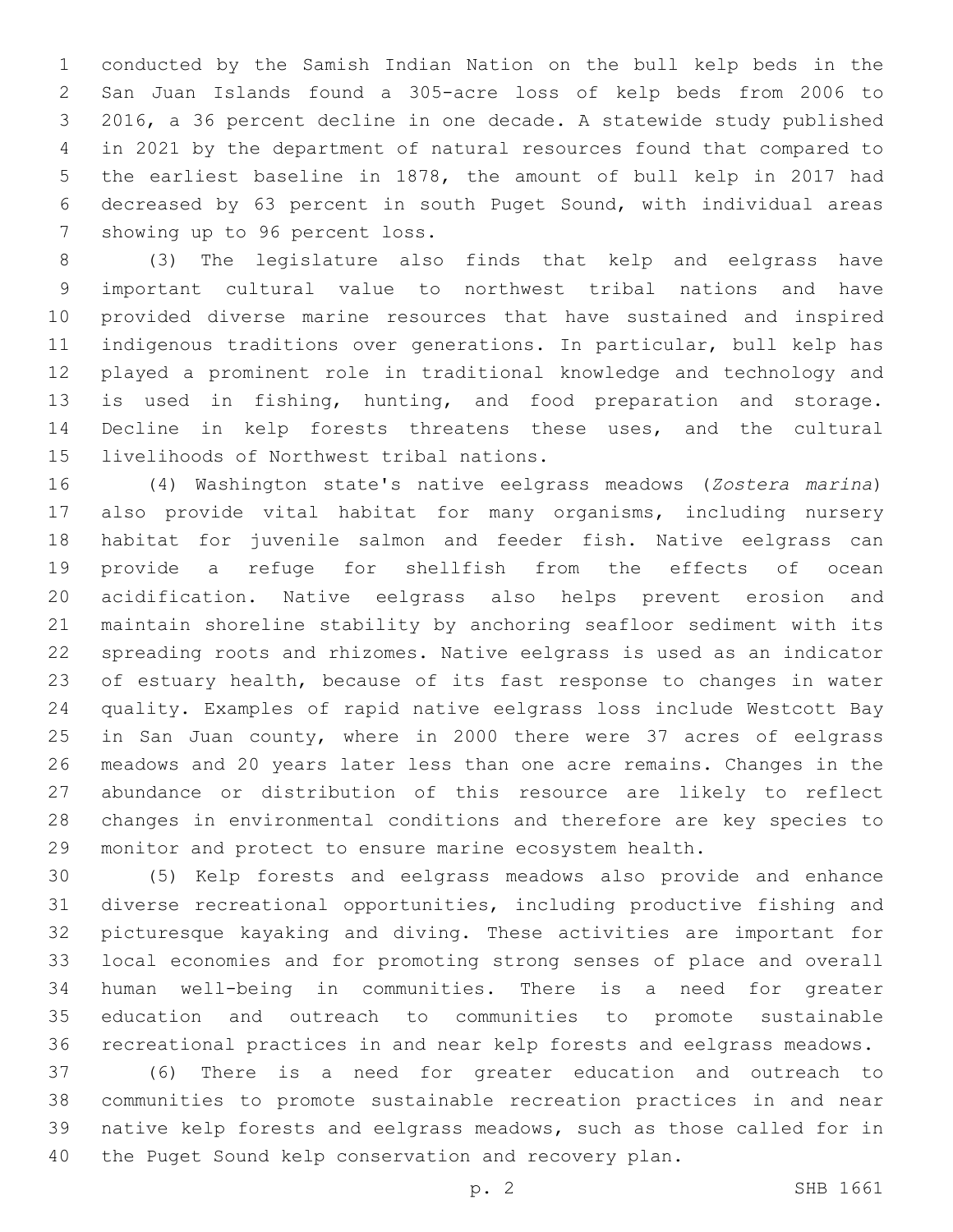conducted by the Samish Indian Nation on the bull kelp beds in the San Juan Islands found a 305-acre loss of kelp beds from 2006 to 2016, a 36 percent decline in one decade. A statewide study published in 2021 by the department of natural resources found that compared to the earliest baseline in 1878, the amount of bull kelp in 2017 had decreased by 63 percent in south Puget Sound, with individual areas showing up to 96 percent loss.

(3) The legislature also finds that kelp and eelgrass have important cultural value to northwest tribal nations and have provided diverse marine resources that have sustained and inspired indigenous traditions over generations. In particular, bull kelp has played a prominent role in traditional knowledge and technology and is used in fishing, hunting, and food preparation and storage. Decline in kelp forests threatens these uses, and the cultural livelihoods of Northwest tribal nations.

(4) Washington state's native eelgrass meadows (*Zostera marina*) also provide vital habitat for many organisms, including nursery habitat for juvenile salmon and feeder fish. Native eelgrass can provide a refuge for shellfish from the effects of ocean acidification. Native eelgrass also helps prevent erosion and maintain shoreline stability by anchoring seafloor sediment with its spreading roots and rhizomes. Native eelgrass is used as an indicator of estuary health, because of its fast response to changes in water quality. Examples of rapid native eelgrass loss include Westcott Bay in San Juan county, where in 2000 there were 37 acres of eelgrass meadows and 20 years later less than one acre remains. Changes in the abundance or distribution of this resource are likely to reflect changes in environmental conditions and therefore are key species to monitor and protect to ensure marine ecosystem health.

(5) Kelp forests and eelgrass meadows also provide and enhance diverse recreational opportunities, including productive fishing and picturesque kayaking and diving. These activities are important for local economies and for promoting strong senses of place and overall human well-being in communities. There is a need for greater education and outreach to communities to promote sustainable recreational practices in and near kelp forests and eelgrass meadows.

(6) There is a need for greater education and outreach to communities to promote sustainable recreation practices in and near native kelp forests and eelgrass meadows, such as those called for in the Puget Sound kelp conservation and recovery plan.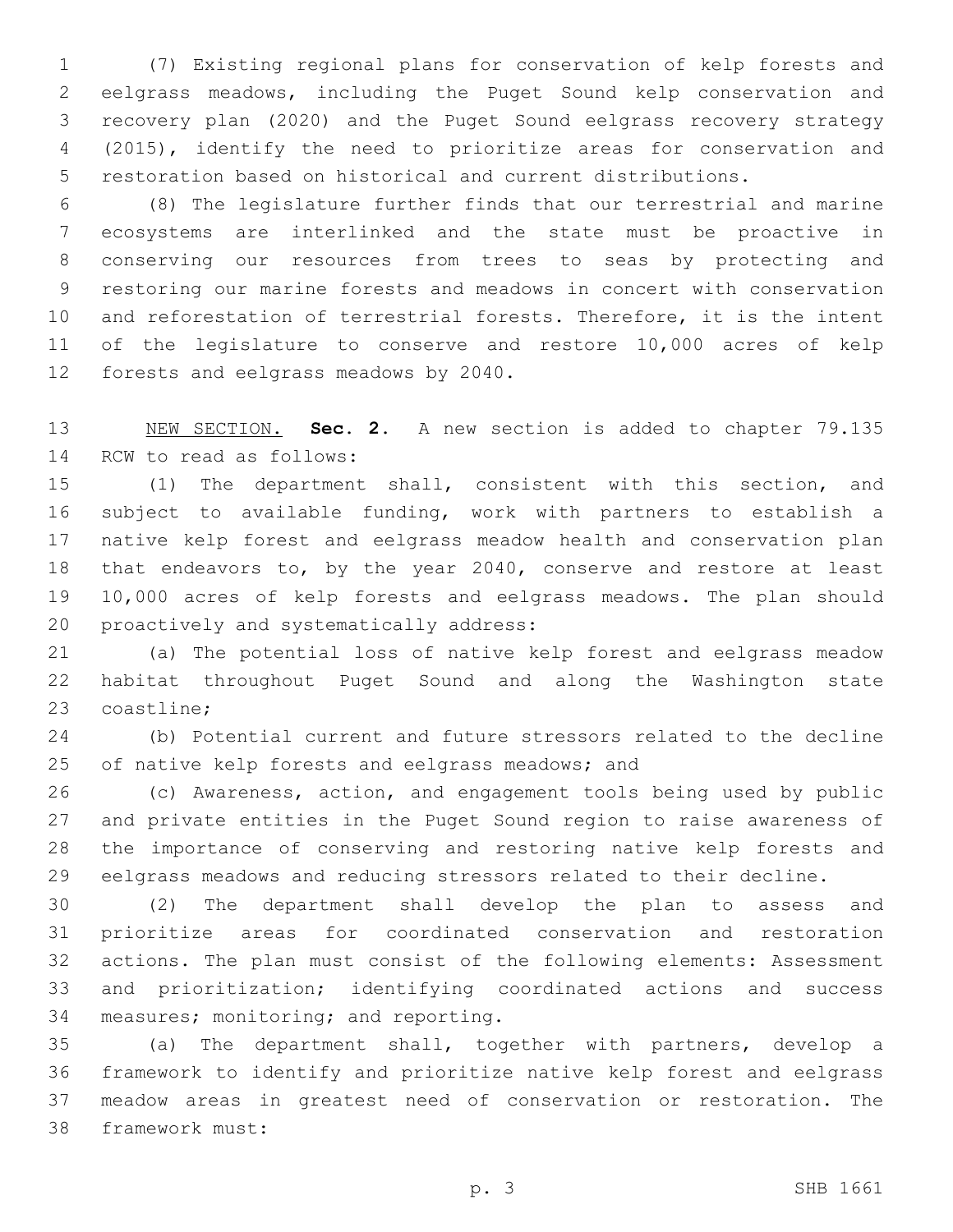(7) Existing regional plans for conservation of kelp forests and eelgrass meadows, including the Puget Sound kelp conservation and recovery plan (2020) and the Puget Sound eelgrass recovery strategy (2015), identify the need to prioritize areas for conservation and restoration based on historical and current distributions.

(8) The legislature further finds that our terrestrial and marine ecosystems are interlinked and the state must be proactive in conserving our resources from trees to seas by protecting and restoring our marine forests and meadows in concert with conservation and reforestation of terrestrial forests. Therefore, it is the intent of the legislature to conserve and restore 10,000 acres of kelp forests and eelgrass meadows by 2040.

NEW SECTION. **Sec. 2.** A new section is added to chapter 79.135 RCW to read as follows:

(1) The department shall, consistent with this section, and subject to available funding, work with partners to establish a native kelp forest and eelgrass meadow health and conservation plan that endeavors to, by the year 2040, conserve and restore at least 10,000 acres of kelp forests and eelgrass meadows. The plan should proactively and systematically address:

(a) The potential loss of native kelp forest and eelgrass meadow habitat throughout Puget Sound and along the Washington state coastline;

(b) Potential current and future stressors related to the decline of native kelp forests and eelgrass meadows; and

(c) Awareness, action, and engagement tools being used by public and private entities in the Puget Sound region to raise awareness of the importance of conserving and restoring native kelp forests and eelgrass meadows and reducing stressors related to their decline.

(2) The department shall develop the plan to assess and prioritize areas for coordinated conservation and restoration actions. The plan must consist of the following elements: Assessment and prioritization; identifying coordinated actions and success measures; monitoring; and reporting.

(a) The department shall, together with partners, develop a framework to identify and prioritize native kelp forest and eelgrass meadow areas in greatest need of conservation or restoration. The framework must: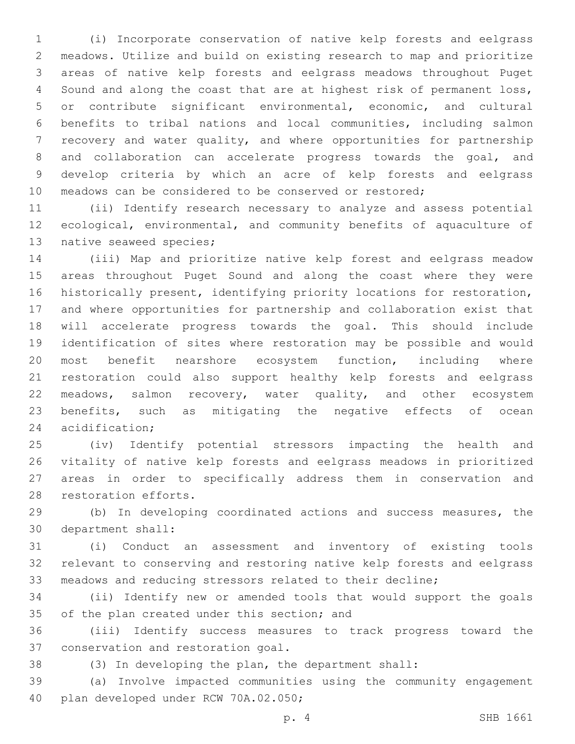(i) Incorporate conservation of native kelp forests and eelgrass meadows. Utilize and build on existing research to map and prioritize areas of native kelp forests and eelgrass meadows throughout Puget Sound and along the coast that are at highest risk of permanent loss, or contribute significant environmental, economic, and cultural benefits to tribal nations and local communities, including salmon recovery and water quality, and where opportunities for partnership and collaboration can accelerate progress towards the goal, and develop criteria by which an acre of kelp forests and eelgrass meadows can be considered to be conserved or restored;

(ii) Identify research necessary to analyze and assess potential ecological, environmental, and community benefits of aquaculture of native seaweed species;

(iii) Map and prioritize native kelp forest and eelgrass meadow areas throughout Puget Sound and along the coast where they were historically present, identifying priority locations for restoration, and where opportunities for partnership and collaboration exist that will accelerate progress towards the goal. This should include identification of sites where restoration may be possible and would most benefit nearshore ecosystem function, including where restoration could also support healthy kelp forests and eelgrass meadows, salmon recovery, water quality, and other ecosystem benefits, such as mitigating the negative effects of ocean acidification;

(iv) Identify potential stressors impacting the health and vitality of native kelp forests and eelgrass meadows in prioritized areas in order to specifically address them in conservation and restoration efforts.

(b) In developing coordinated actions and success measures, the department shall:

(i) Conduct an assessment and inventory of existing tools relevant to conserving and restoring native kelp forests and eelgrass meadows and reducing stressors related to their decline;

(ii) Identify new or amended tools that would support the goals of the plan created under this section; and

(iii) Identify success measures to track progress toward the conservation and restoration goal.

(3) In developing the plan, the department shall:

(a) Involve impacted communities using the community engagement plan developed under RCW 70A.02.050;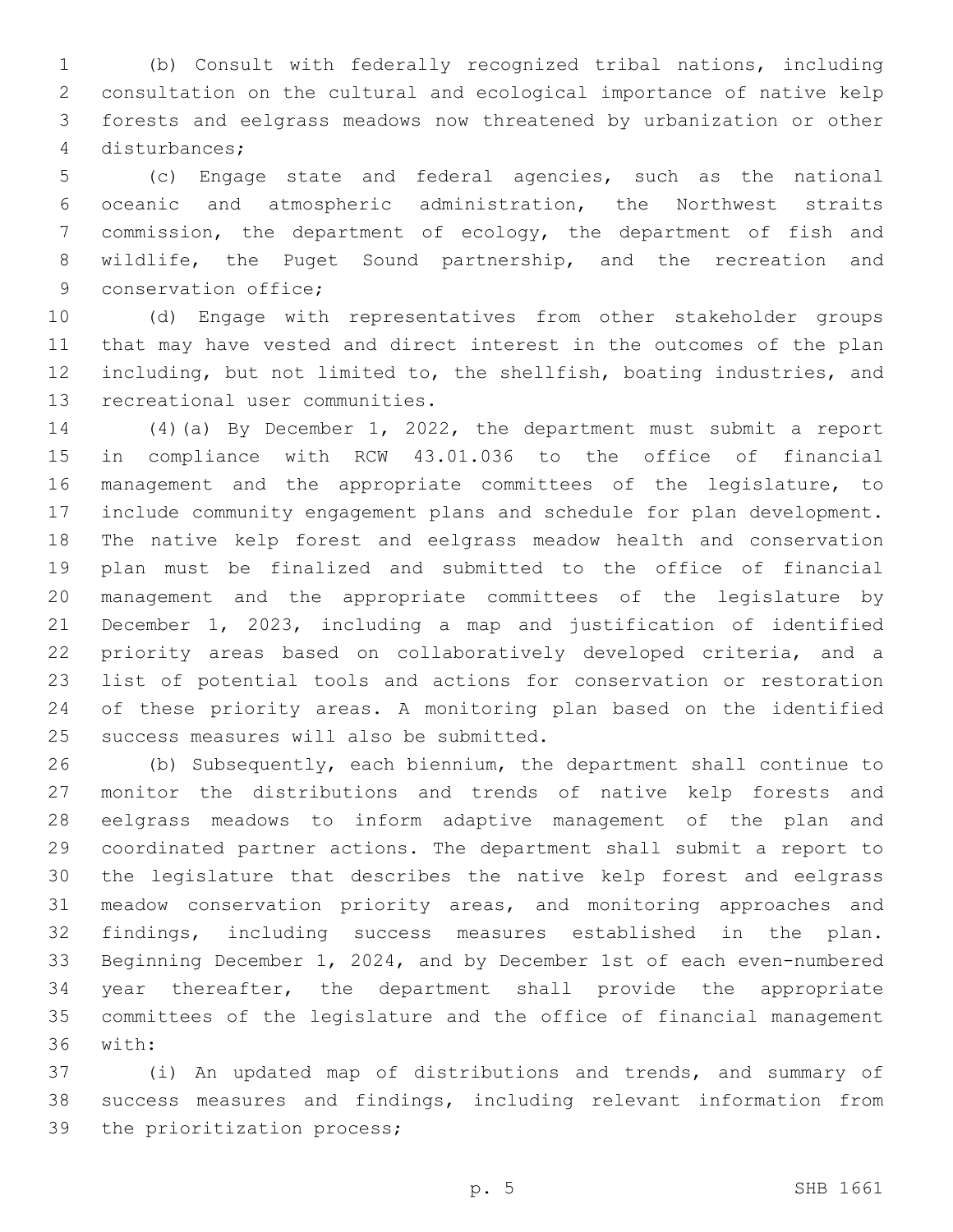(b) Consult with federally recognized tribal nations, including consultation on the cultural and ecological importance of native kelp forests and eelgrass meadows now threatened by urbanization or other disturbances;

(c) Engage state and federal agencies, such as the national oceanic and atmospheric administration, the Northwest straits commission, the department of ecology, the department of fish and wildlife, the Puget Sound partnership, and the recreation and conservation office;

(d) Engage with representatives from other stakeholder groups that may have vested and direct interest in the outcomes of the plan including, but not limited to, the shellfish, boating industries, and recreational user communities.

(4)(a) By December 1, 2022, the department must submit a report in compliance with RCW 43.01.036 to the office of financial management and the appropriate committees of the legislature, to include community engagement plans and schedule for plan development. The native kelp forest and eelgrass meadow health and conservation plan must be finalized and submitted to the office of financial management and the appropriate committees of the legislature by December 1, 2023, including a map and justification of identified priority areas based on collaboratively developed criteria, and a list of potential tools and actions for conservation or restoration of these priority areas. A monitoring plan based on the identified success measures will also be submitted.

(b) Subsequently, each biennium, the department shall continue to monitor the distributions and trends of native kelp forests and eelgrass meadows to inform adaptive management of the plan and coordinated partner actions. The department shall submit a report to the legislature that describes the native kelp forest and eelgrass meadow conservation priority areas, and monitoring approaches and findings, including success measures established in the plan. Beginning December 1, 2024, and by December 1st of each even-numbered year thereafter, the department shall provide the appropriate committees of the legislature and the office of financial management with:

(i) An updated map of distributions and trends, and summary of success measures and findings, including relevant information from the prioritization process;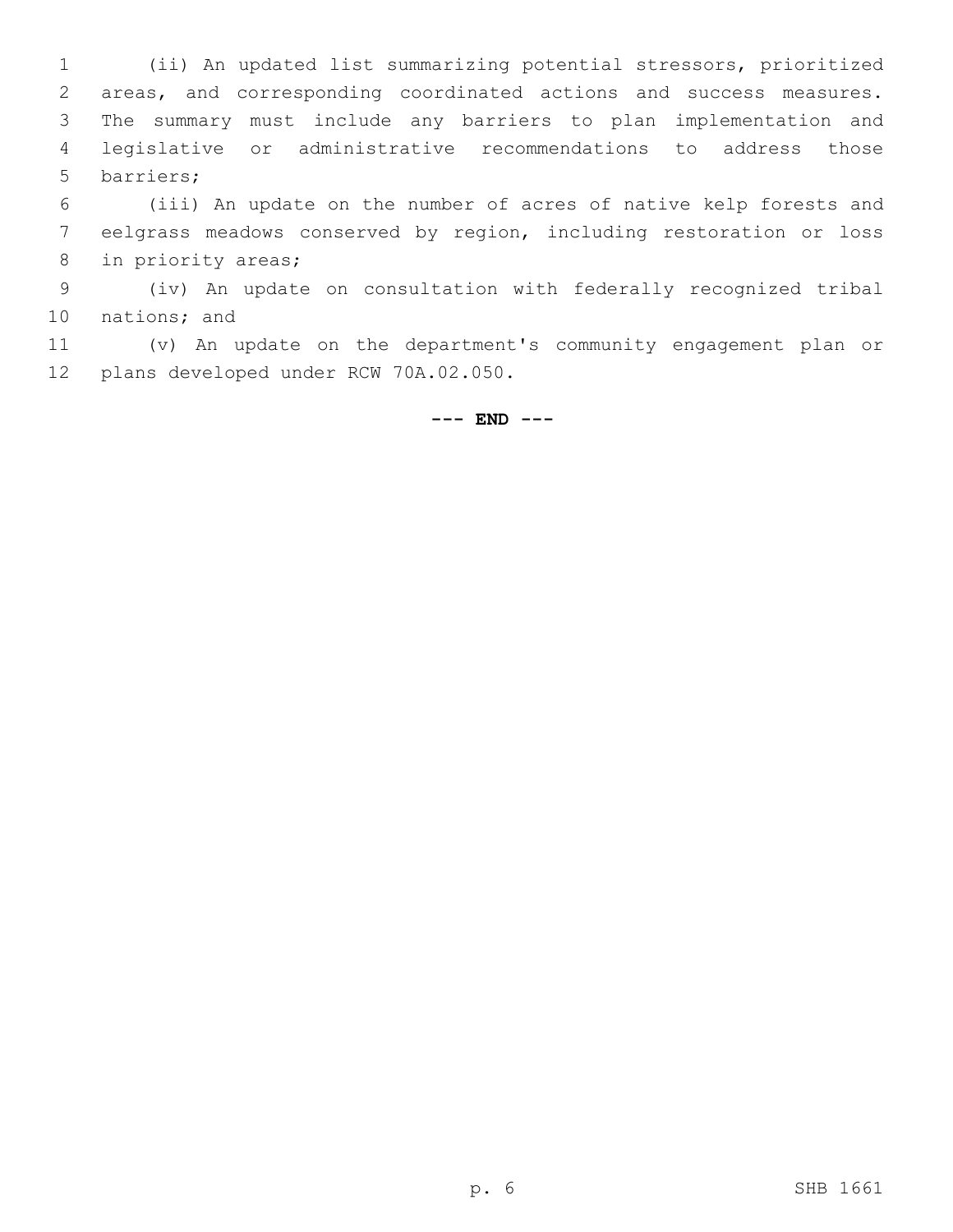(ii) An updated list summarizing potential stressors, prioritized areas, and corresponding coordinated actions and success measures. The summary must include any barriers to plan implementation and legislative or administrative recommendations to address those barriers;

(iii) An update on the number of acres of native kelp forests and eelgrass meadows conserved by region, including restoration or loss in priority areas;

(iv) An update on consultation with federally recognized tribal nations; and

(v) An update on the department's community engagement plan or plans developed under RCW 70A.02.050.

**--- END ---**